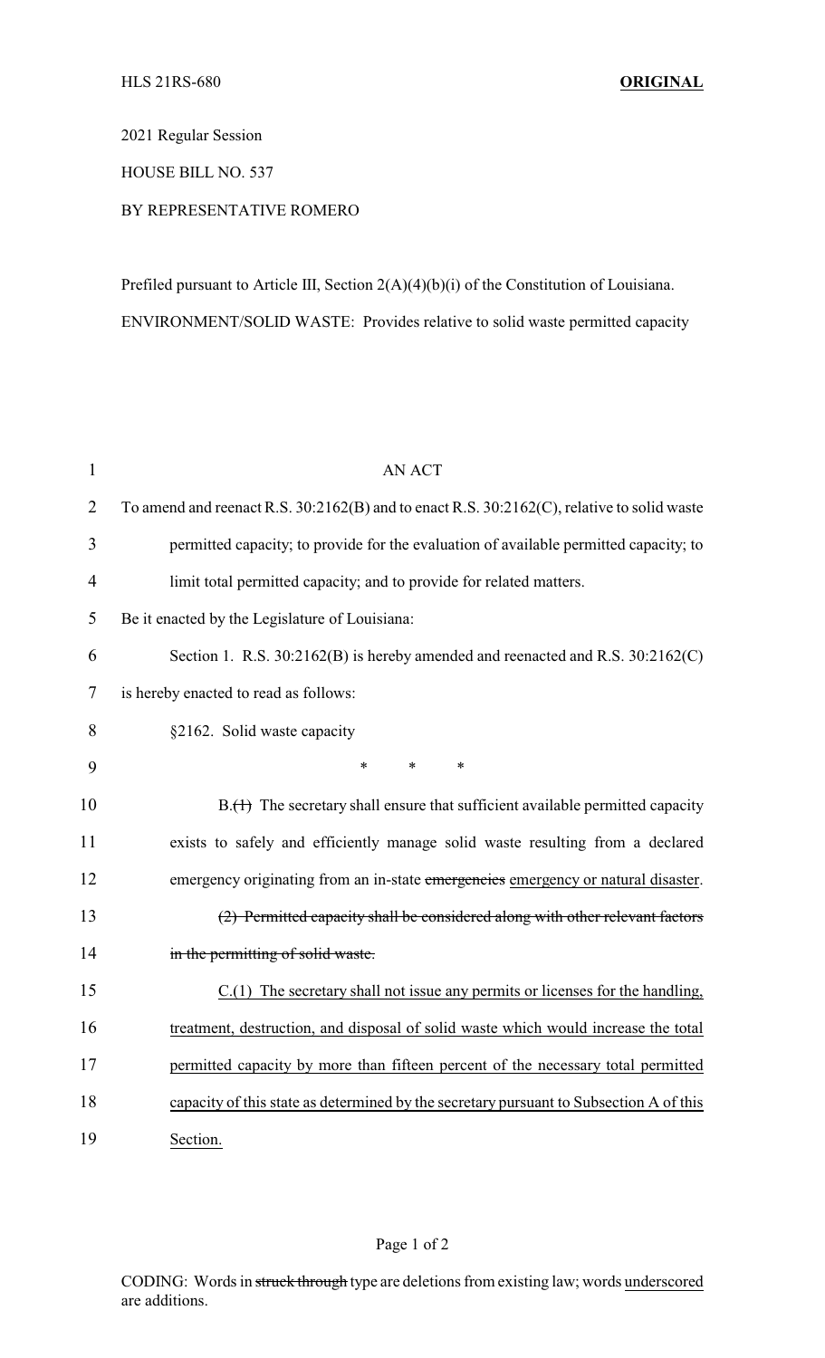HLS 21RS-680 **ORIGINAL**

2021 Regular Session

HOUSE BILL NO. 537

BY REPRESENTATIVE ROMERO

Prefiled pursuant to Article III, Section 2(A)(4)(b)(i) of the Constitution of Louisiana.

ENVIRONMENT/SOLID WASTE: Provides relative to solid waste permitted capacity

AN ACT

To amend and reenact R.S. 30:2162(B) and to enact R.S. 30:2162(C), relative to solid waste permitted capacity; to provide for the evaluation of available permitted capacity; to limit total permitted capacity; and to provide for related matters.

Be it enacted by the Legislature of Louisiana:

Section 1. R.S. 30:2162(B) is hereby amended and reenacted and R.S. 30:2162(C) is hereby enacted to read as follows:

§2162. Solid waste capacity

\* \* \*

B.~~(1)~~ The secretary shall ensure that sufficient available permitted capacity exists to safely and efficiently manage solid waste resulting from a declared emergency originating from an in-state ~~emergencies~~ emergency or natural disaster.

~~(2) Permitted capacity shall be considered along with other relevant factors in the permitting of solid waste.~~

C.(1) The secretary shall not issue any permits or licenses for the handling, treatment, destruction, and disposal of solid waste which would increase the total permitted capacity by more than fifteen percent of the necessary total permitted capacity of this state as determined by the secretary pursuant to Subsection A of this Section.

CODING: Words in ~~struck through~~ type are deletions from existing law; words underscored are additions.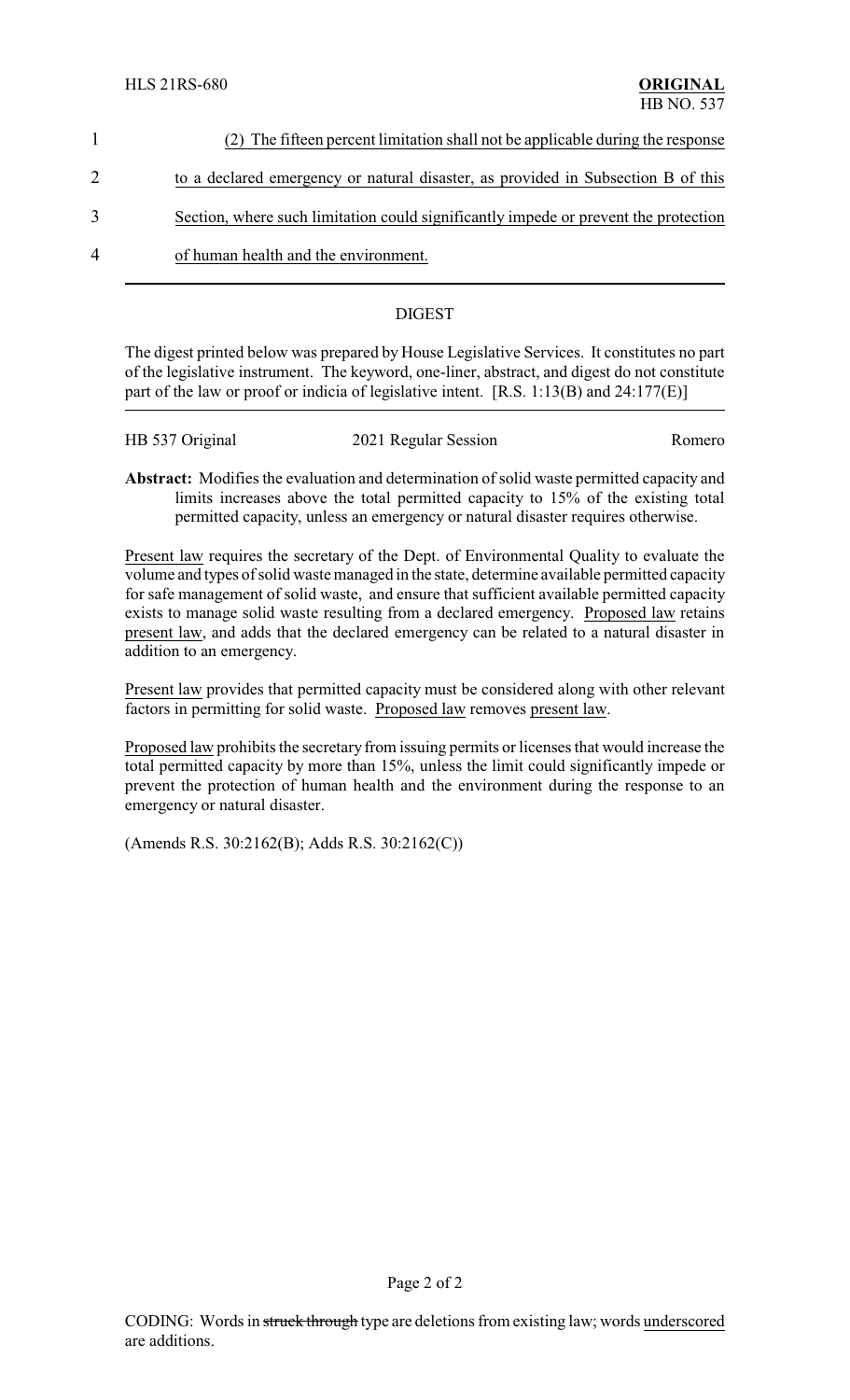(2) The fifteen percent limitation shall not be applicable during the response to a declared emergency or natural disaster, as provided in Subsection B of this Section, where such limitation could significantly impede or prevent the protection of human health and the environment.

## DIGEST

The digest printed below was prepared by House Legislative Services. It constitutes no part of the legislative instrument. The keyword, one-liner, abstract, and digest do not constitute part of the law or proof or indicia of legislative intent. [R.S. 1:13(B) and 24:177(E)]

HB 537 Original | 2021 Regular Session | Romero

**Abstract:** Modifies the evaluation and determination of solid waste permitted capacity and limits increases above the total permitted capacity to 15% of the existing total permitted capacity, unless an emergency or natural disaster requires otherwise.

Present law requires the secretary of the Dept. of Environmental Quality to evaluate the volume and types of solid waste managed in the state, determine available permitted capacity for safe management of solid waste, and ensure that sufficient available permitted capacity exists to manage solid waste resulting from a declared emergency. Proposed law retains present law, and adds that the declared emergency can be related to a natural disaster in addition to an emergency.

Present law provides that permitted capacity must be considered along with other relevant factors in permitting for solid waste. Proposed law removes present law.

Proposed law prohibits the secretary from issuing permits or licenses that would increase the total permitted capacity by more than 15%, unless the limit could significantly impede or prevent the protection of human health and the environment during the response to an emergency or natural disaster.

(Amends R.S. 30:2162(B); Adds R.S. 30:2162(C))

CODING: Words in struck through type are deletions from existing law; words underscored are additions.